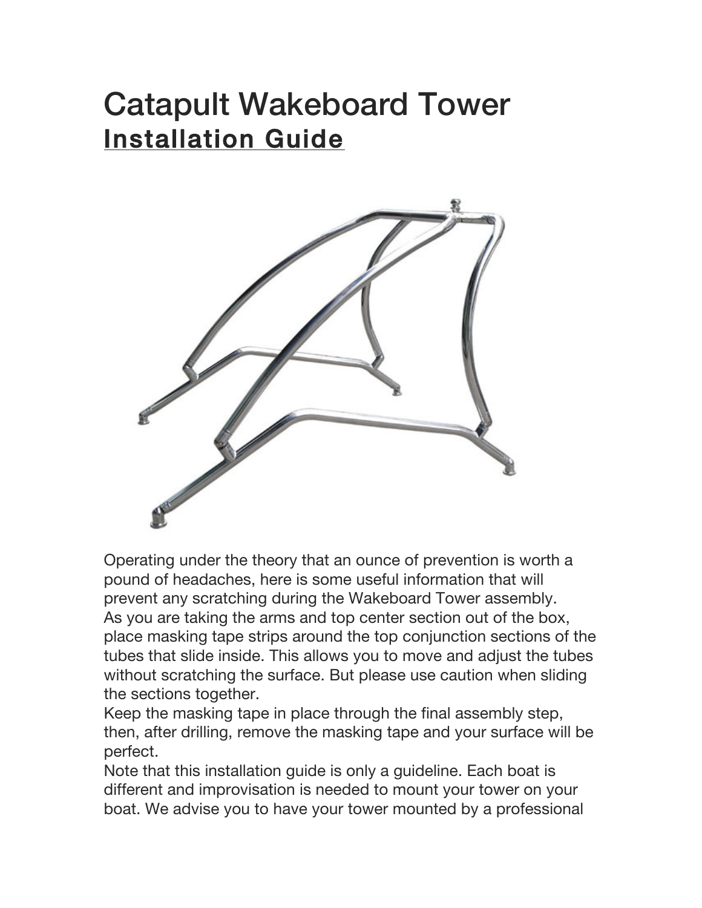# Catapult Wakeboard Tower

## Installation Guide

Operating under the theory that an ounce of prevention is worth a pound of headaches, here is some useful information that will prevent any scratching during the Wakeboard Tower assembly.
As you are taking the arms and top center section out of the box, place masking tape strips around the top conjunction sections of the tubes that slide inside. This allows you to move and adjust the tubes without scratching the surface. But please use caution when sliding the sections together.
Keep the masking tape in place through the final assembly step, then, after drilling, remove the masking tape and your surface will be perfect.
Note that this installation guide is only a guideline. Each boat is different and improvisation is needed to mount your tower on your boat. We advise you to have your tower mounted by a professional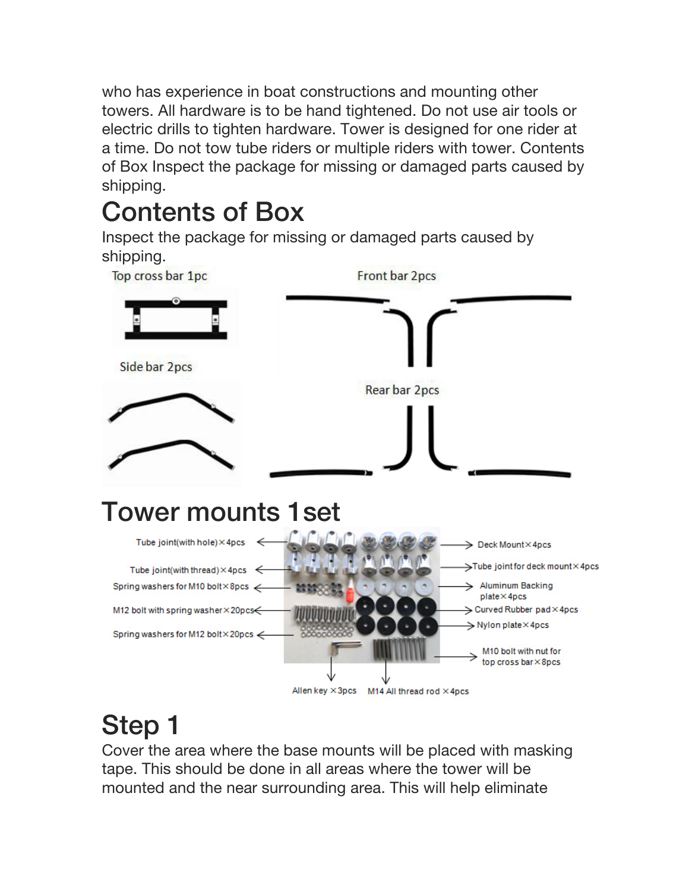who has experience in boat constructions and mounting other towers. All hardware is to be hand tightened. Do not use air tools or electric drills to tighten hardware. Tower is designed for one rider at a time. Do not tow tube riders or multiple riders with tower. Contents of Box Inspect the package for missing or damaged parts caused by shipping.

# Contents of Box

Inspect the package for missing or damaged parts caused by shipping.

Top cross bar 1pc

Front bar 2pcs

Side bar 2pcs

Rear bar 2pcs

# Tower mounts 1set

Tube joint(with hole)×4pcs

Tube joint(with thread)×4pcs

Spring washers for M10 bolt×8pcs

M12 bolt with spring washer×20pcs

Spring washers for M12 bolt×20pcs

Deck Mount×4pcs

Tube joint for deck mount×4pcs

Aluminum Backing plate×4pcs

Curved Rubber pad×4pcs

Nylon plate×4pcs

M10 bolt with nut for top cross bar×8pcs

Allen key ×3pcs

M14 All thread rod ×4pcs

# Step 1

Cover the area where the base mounts will be placed with masking tape. This should be done in all areas where the tower will be mounted and the near surrounding area. This will help eliminate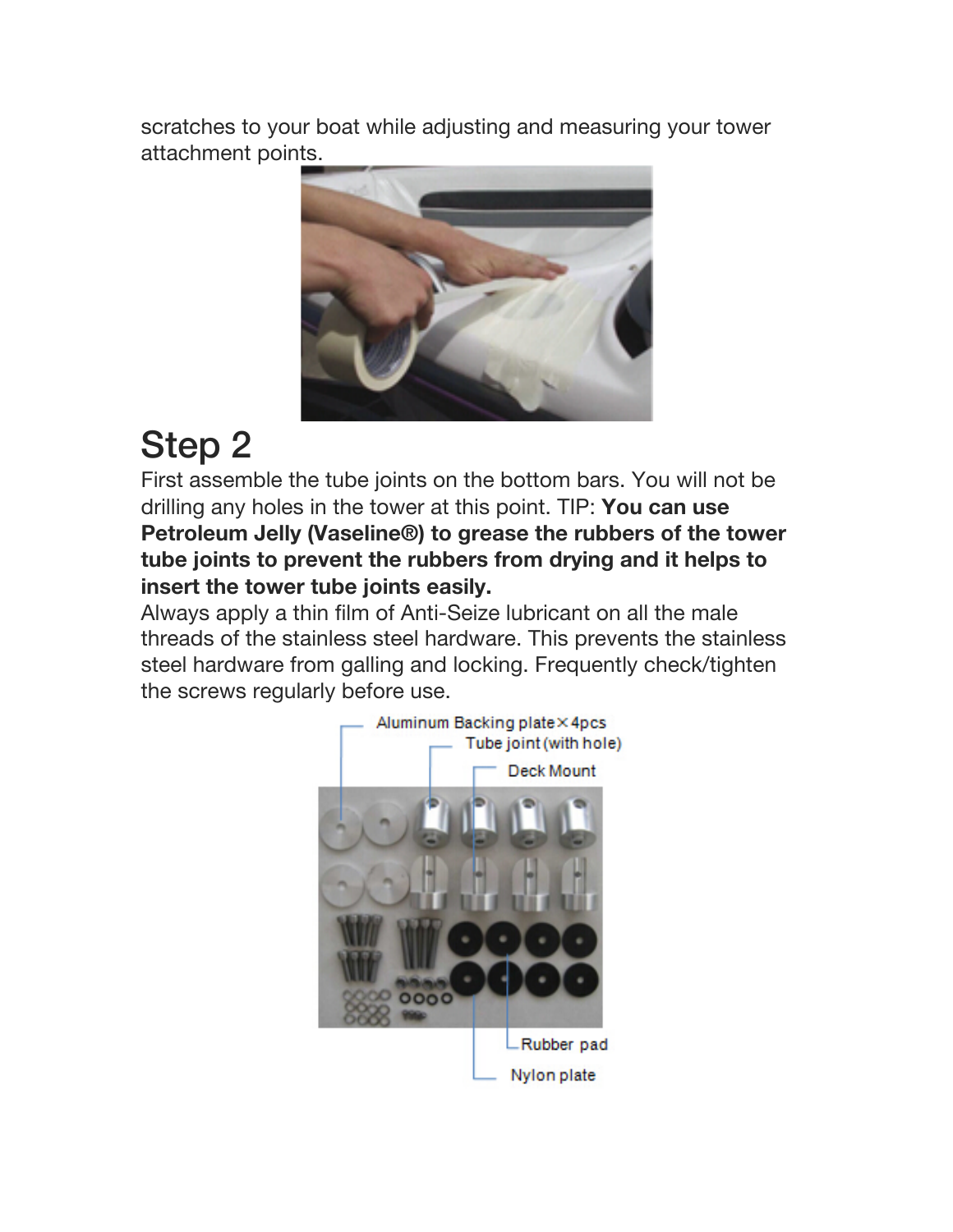scratches to your boat while adjusting and measuring your tower attachment points.

# Step 2

First assemble the tube joints on the bottom bars. You will not be drilling any holes in the tower at this point. TIP: **You can use Petroleum Jelly (Vaseline®) to grease the rubbers of the tower tube joints to prevent the rubbers from drying and it helps to insert the tower tube joints easily.**

Always apply a thin film of Anti-Seize lubricant on all the male threads of the stainless steel hardware. This prevents the stainless steel hardware from galling and locking. Frequently check/tighten the screws regularly before use.

Aluminum Backing plate×4pcs

Tube joint (with hole)

Deck Mount

Rubber pad

Nylon plate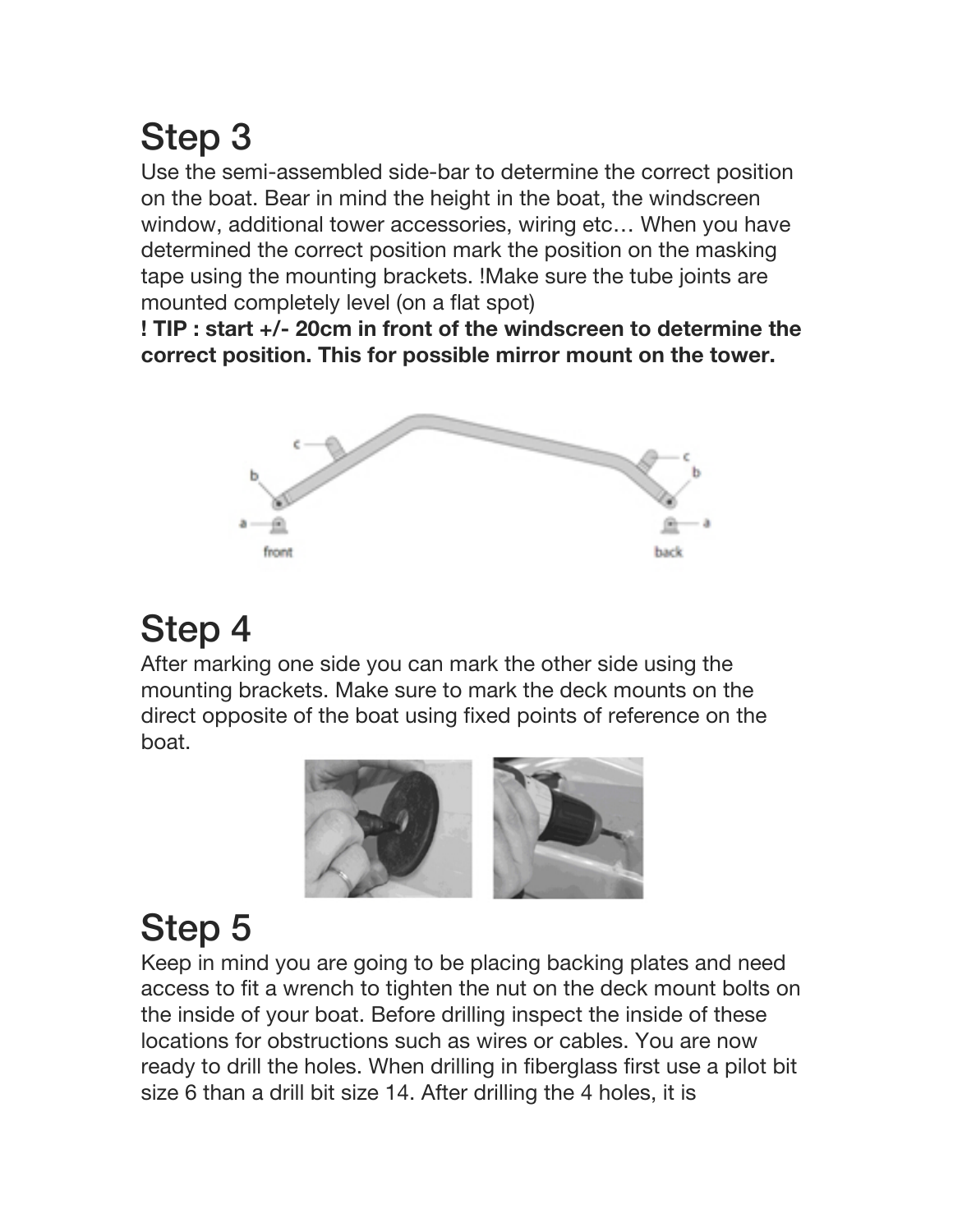# Step 3

Use the semi-assembled side-bar to determine the correct position on the boat. Bear in mind the height in the boat, the windscreen window, additional tower accessories, wiring etc… When you have determined the correct position mark the position on the masking tape using the mounting brackets. !Make sure the tube joints are mounted completely level (on a flat spot)

**! TIP : start +/- 20cm in front of the windscreen to determine the correct position. This for possible mirror mount on the tower.**

# Step 4

After marking one side you can mark the other side using the mounting brackets. Make sure to mark the deck mounts on the direct opposite of the boat using fixed points of reference on the boat.

# Step 5

Keep in mind you are going to be placing backing plates and need access to fit a wrench to tighten the nut on the deck mount bolts on the inside of your boat. Before drilling inspect the inside of these locations for obstructions such as wires or cables. You are now ready to drill the holes. When drilling in fiberglass first use a pilot bit size 6 than a drill bit size 14. After drilling the 4 holes, it is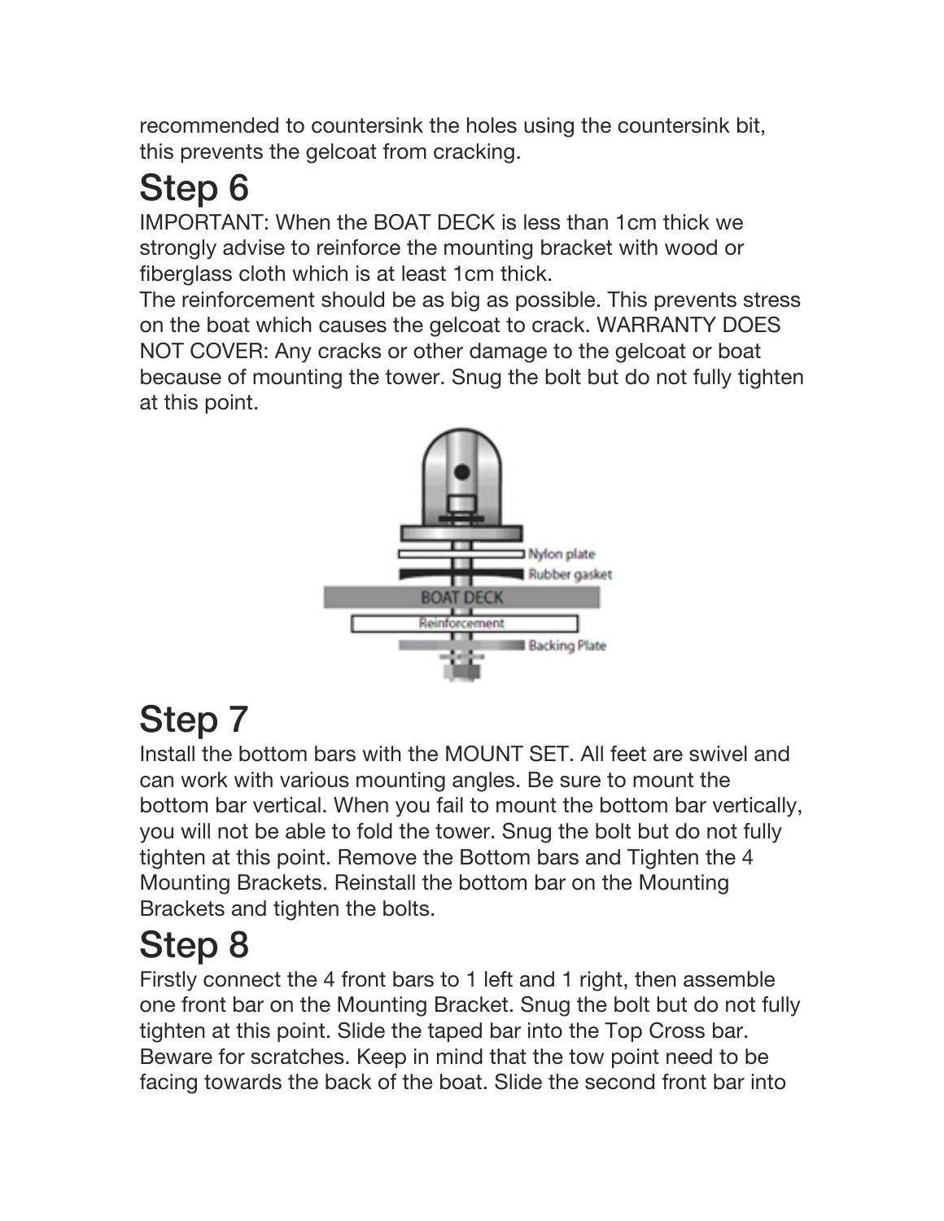recommended to countersink the holes using the countersink bit, this prevents the gelcoat from cracking.

# Step 6

IMPORTANT: When the BOAT DECK is less than 1cm thick we strongly advise to reinforce the mounting bracket with wood or fiberglass cloth which is at least 1cm thick.
The reinforcement should be as big as possible. This prevents stress on the boat which causes the gelcoat to crack. WARRANTY DOES NOT COVER: Any cracks or other damage to the gelcoat or boat because of mounting the tower. Snug the bolt but do not fully tighten at this point.

# Step 7

Install the bottom bars with the MOUNT SET. All feet are swivel and can work with various mounting angles. Be sure to mount the bottom bar vertical. When you fail to mount the bottom bar vertically, you will not be able to fold the tower. Snug the bolt but do not fully tighten at this point. Remove the Bottom bars and Tighten the 4 Mounting Brackets. Reinstall the bottom bar on the Mounting Brackets and tighten the bolts.

# Step 8

Firstly connect the 4 front bars to 1 left and 1 right, then assemble one front bar on the Mounting Bracket. Snug the bolt but do not fully tighten at this point. Slide the taped bar into the Top Cross bar. Beware for scratches. Keep in mind that the tow point need to be facing towards the back of the boat. Slide the second front bar into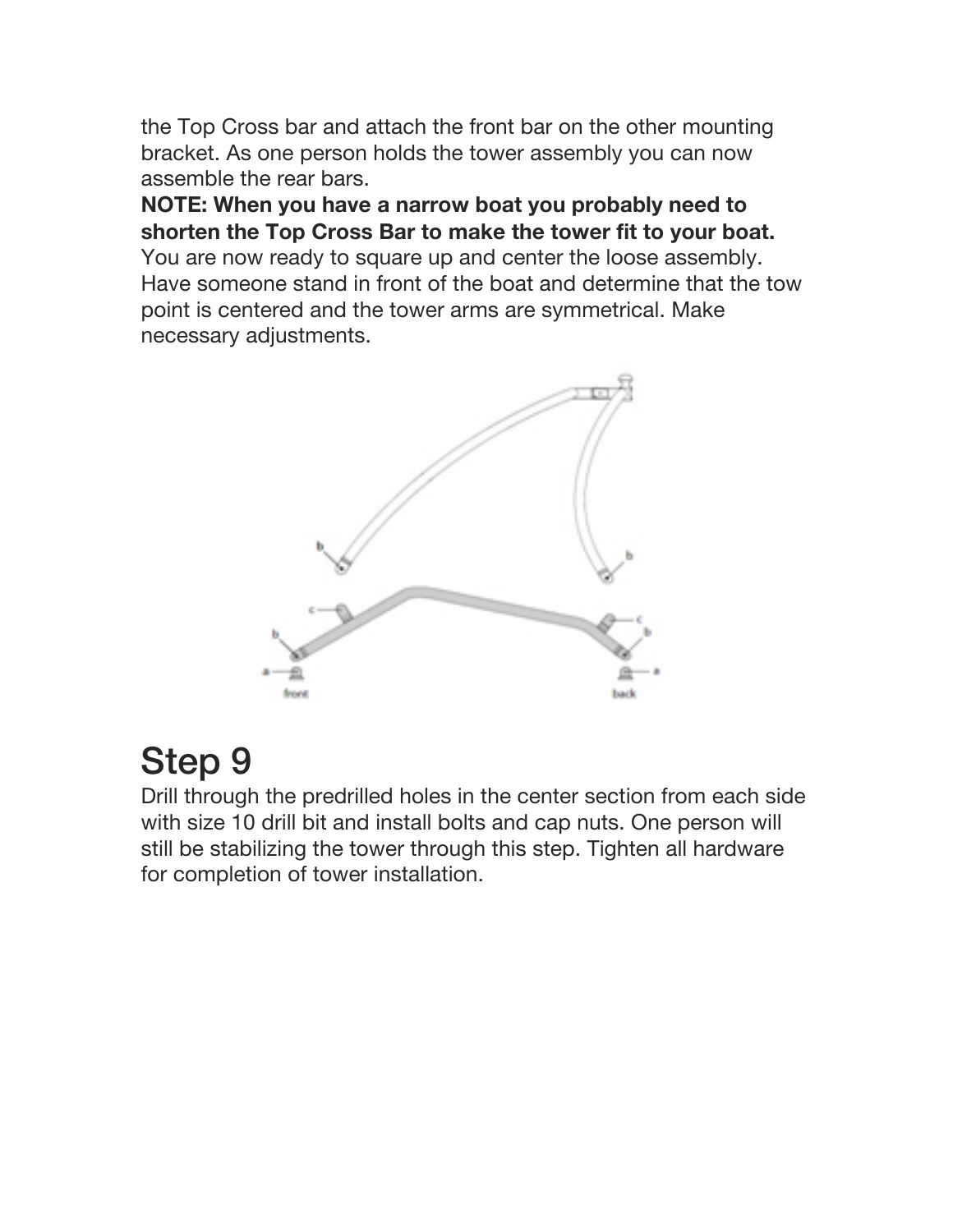the Top Cross bar and attach the front bar on the other mounting bracket. As one person holds the tower assembly you can now assemble the rear bars.

**NOTE: When you have a narrow boat you probably need to shorten the Top Cross Bar to make the tower fit to your boat.**

You are now ready to square up and center the loose assembly. Have someone stand in front of the boat and determine that the tow point is centered and the tower arms are symmetrical. Make necessary adjustments.

# Step 9

Drill through the predrilled holes in the center section from each side with size 10 drill bit and install bolts and cap nuts. One person will still be stabilizing the tower through this step. Tighten all hardware for completion of tower installation.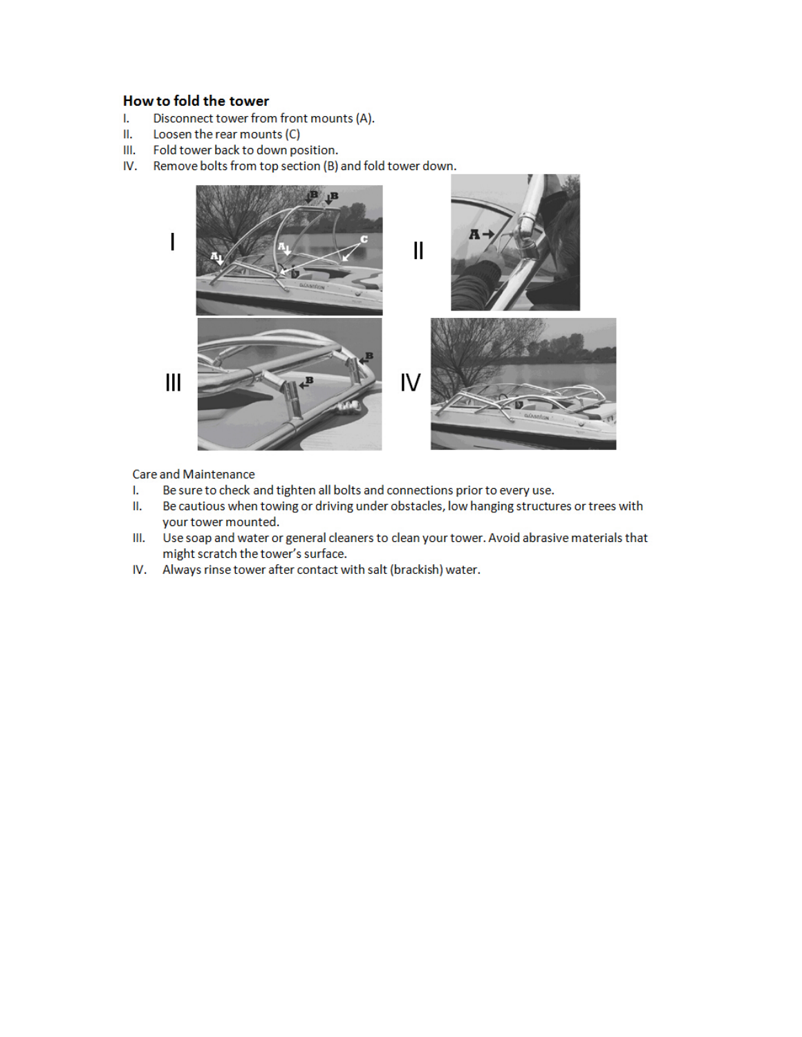## How to fold the tower

I. Disconnect tower from front mounts (A).
II. Loosen the rear mounts (C)
III. Fold tower back to down position.
IV. Remove bolts from top section (B) and fold tower down.

I

II

III

IV

Care and Maintenance

I. Be sure to check and tighten all bolts and connections prior to every use.
II. Be cautious when towing or driving under obstacles, low hanging structures or trees with your tower mounted.
III. Use soap and water or general cleaners to clean your tower. Avoid abrasive materials that might scratch the tower's surface.
IV. Always rinse tower after contact with salt (brackish) water.